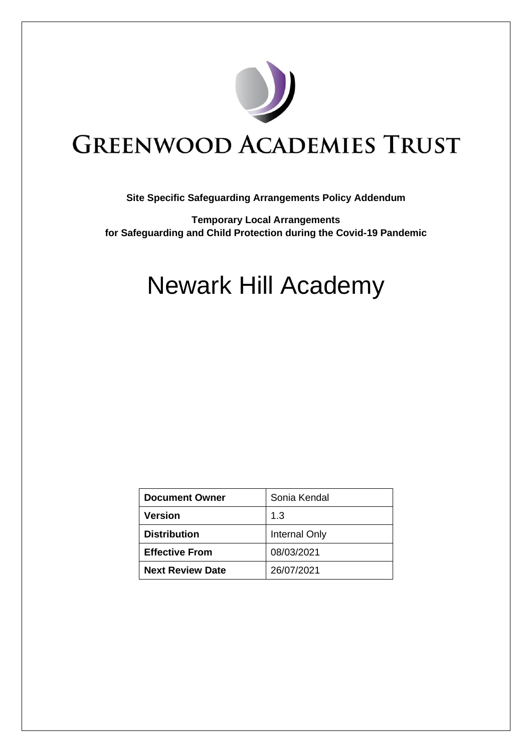# GREENWOOD ACADEMIES TRUST

**Site Specific Safeguarding Arrangements Policy Addendum**

**Temporary Local Arrangements**
**for Safeguarding and Child Protection during the Covid-19 Pandemic**

# Newark Hill Academy

| **Document Owner** | Sonia Kendal |
|---|---|
| **Version** | 1.3 |
| **Distribution** | Internal Only |
| **Effective From** | 08/03/2021 |
| **Next Review Date** | 26/07/2021 |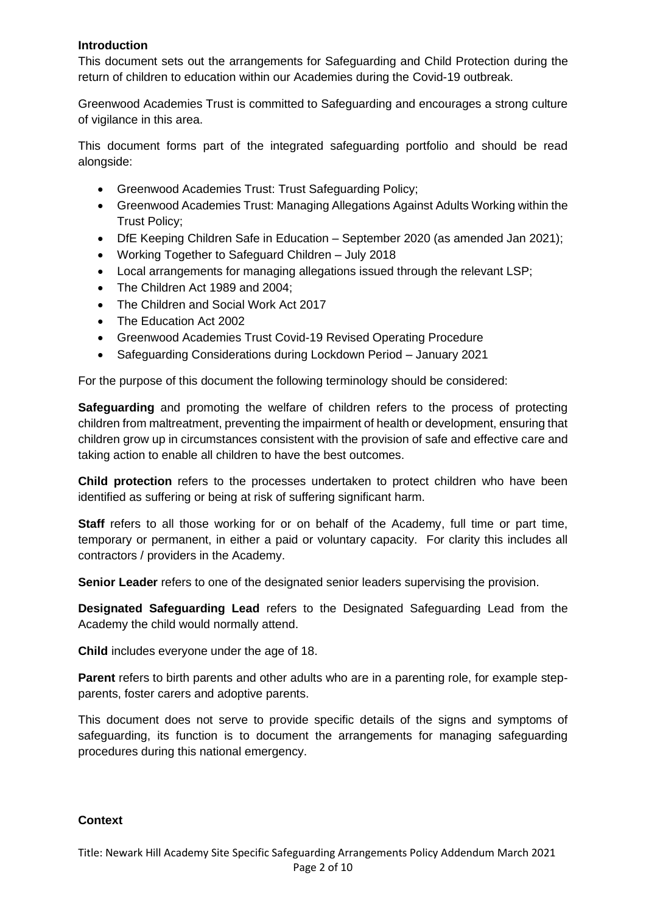## Introduction

This document sets out the arrangements for Safeguarding and Child Protection during the return of children to education within our Academies during the Covid-19 outbreak.

Greenwood Academies Trust is committed to Safeguarding and encourages a strong culture of vigilance in this area.

This document forms part of the integrated safeguarding portfolio and should be read alongside:

- Greenwood Academies Trust: Trust Safeguarding Policy;
- Greenwood Academies Trust: Managing Allegations Against Adults Working within the Trust Policy;
- DfE Keeping Children Safe in Education – September 2020 (as amended Jan 2021);
- Working Together to Safeguard Children – July 2018
- Local arrangements for managing allegations issued through the relevant LSP;
- The Children Act 1989 and 2004;
- The Children and Social Work Act 2017
- The Education Act 2002
- Greenwood Academies Trust Covid-19 Revised Operating Procedure
- Safeguarding Considerations during Lockdown Period – January 2021

For the purpose of this document the following terminology should be considered:

**Safeguarding** and promoting the welfare of children refers to the process of protecting children from maltreatment, preventing the impairment of health or development, ensuring that children grow up in circumstances consistent with the provision of safe and effective care and taking action to enable all children to have the best outcomes.

**Child protection** refers to the processes undertaken to protect children who have been identified as suffering or being at risk of suffering significant harm.

**Staff** refers to all those working for or on behalf of the Academy, full time or part time, temporary or permanent, in either a paid or voluntary capacity. For clarity this includes all contractors / providers in the Academy.

**Senior Leader** refers to one of the designated senior leaders supervising the provision.

**Designated Safeguarding Lead** refers to the Designated Safeguarding Lead from the Academy the child would normally attend.

**Child** includes everyone under the age of 18.

**Parent** refers to birth parents and other adults who are in a parenting role, for example step-parents, foster carers and adoptive parents.

This document does not serve to provide specific details of the signs and symptoms of safeguarding, its function is to document the arrangements for managing safeguarding procedures during this national emergency.

## Context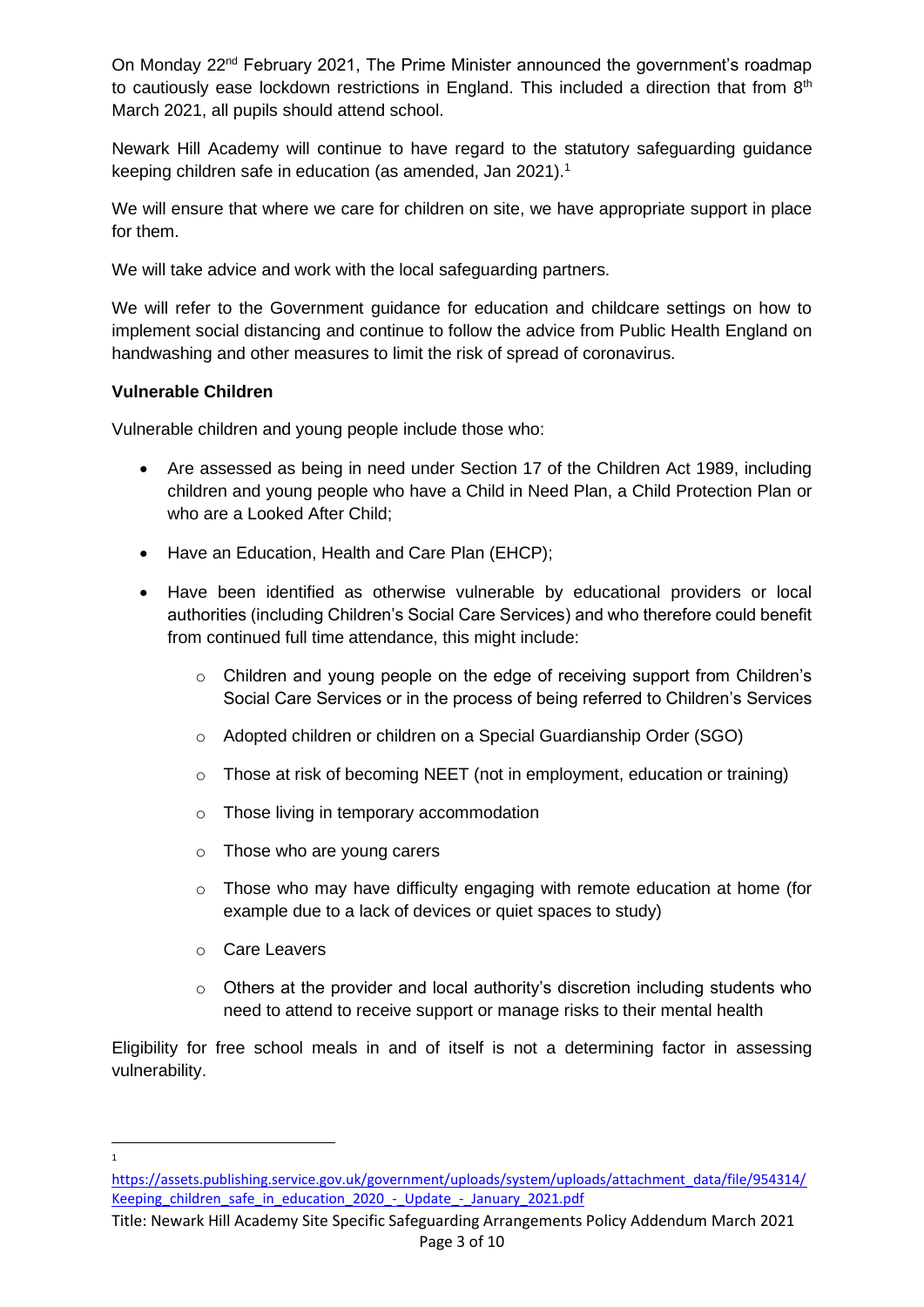On Monday 22nd February 2021, The Prime Minister announced the government's roadmap to cautiously ease lockdown restrictions in England. This included a direction that from 8th March 2021, all pupils should attend school.

Newark Hill Academy will continue to have regard to the statutory safeguarding guidance keeping children safe in education (as amended, Jan 2021).[1]

We will ensure that where we care for children on site, we have appropriate support in place for them.

We will take advice and work with the local safeguarding partners.

We will refer to the Government guidance for education and childcare settings on how to implement social distancing and continue to follow the advice from Public Health England on handwashing and other measures to limit the risk of spread of coronavirus.

**Vulnerable Children**

Vulnerable children and young people include those who:

- Are assessed as being in need under Section 17 of the Children Act 1989, including children and young people who have a Child in Need Plan, a Child Protection Plan or who are a Looked After Child;
- Have an Education, Health and Care Plan (EHCP);
- Have been identified as otherwise vulnerable by educational providers or local authorities (including Children's Social Care Services) and who therefore could benefit from continued full time attendance, this might include:
    - Children and young people on the edge of receiving support from Children's Social Care Services or in the process of being referred to Children's Services
    - Adopted children or children on a Special Guardianship Order (SGO)
    - Those at risk of becoming NEET (not in employment, education or training)
    - Those living in temporary accommodation
    - Those who are young carers
    - Those who may have difficulty engaging with remote education at home (for example due to a lack of devices or quiet spaces to study)
    - Care Leavers
    - Others at the provider and local authority's discretion including students who need to attend to receive support or manage risks to their mental health

Eligibility for free school meals in and of itself is not a determining factor in assessing vulnerability.

---

[1] https://assets.publishing.service.gov.uk/government/uploads/system/uploads/attachment_data/file/954314/Keeping_children_safe_in_education_2020_-_Update_-_January_2021.pdf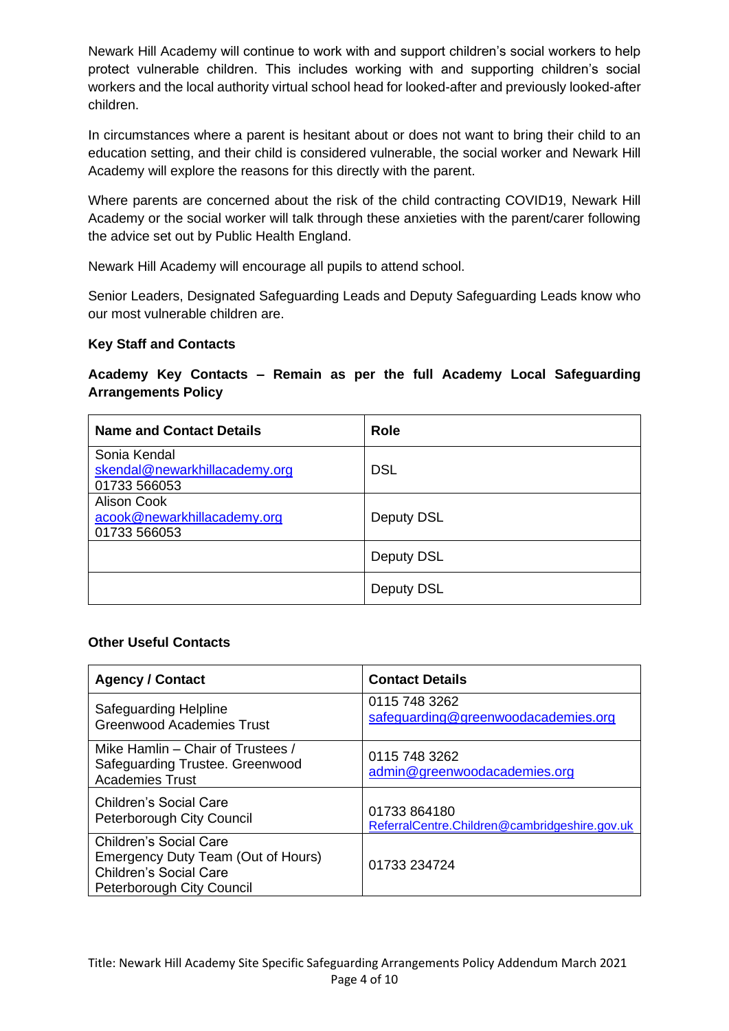Newark Hill Academy will continue to work with and support children's social workers to help protect vulnerable children. This includes working with and supporting children's social workers and the local authority virtual school head for looked-after and previously looked-after children.

In circumstances where a parent is hesitant about or does not want to bring their child to an education setting, and their child is considered vulnerable, the social worker and Newark Hill Academy will explore the reasons for this directly with the parent.

Where parents are concerned about the risk of the child contracting COVID19, Newark Hill Academy or the social worker will talk through these anxieties with the parent/carer following the advice set out by Public Health England.

Newark Hill Academy will encourage all pupils to attend school.

Senior Leaders, Designated Safeguarding Leads and Deputy Safeguarding Leads know who our most vulnerable children are.

**Key Staff and Contacts**

**Academy Key Contacts – Remain as per the full Academy Local Safeguarding Arrangements Policy**

| Name and Contact Details | Role |
|---|---|
| Sonia Kendal<br>skendal@newarkhillacademy.org<br>01733 566053 | DSL |
| Alison Cook<br>acook@newarkhillacademy.org<br>01733 566053 | Deputy DSL |
| | Deputy DSL |
| | Deputy DSL |

**Other Useful Contacts**

| Agency / Contact | Contact Details |
|---|---|
| Safeguarding Helpline<br>Greenwood Academies Trust | 0115 748 3262<br>safeguarding@greenwoodacademies.org |
| Mike Hamlin – Chair of Trustees / Safeguarding Trustee. Greenwood Academies Trust | 0115 748 3262<br>admin@greenwoodacademies.org |
| Children's Social Care<br>Peterborough City Council | 01733 864180<br>ReferralCentre.Children@cambridgeshire.gov.uk |
| Children's Social Care<br>Emergency Duty Team (Out of Hours)<br>Children's Social Care<br>Peterborough City Council | 01733 234724 |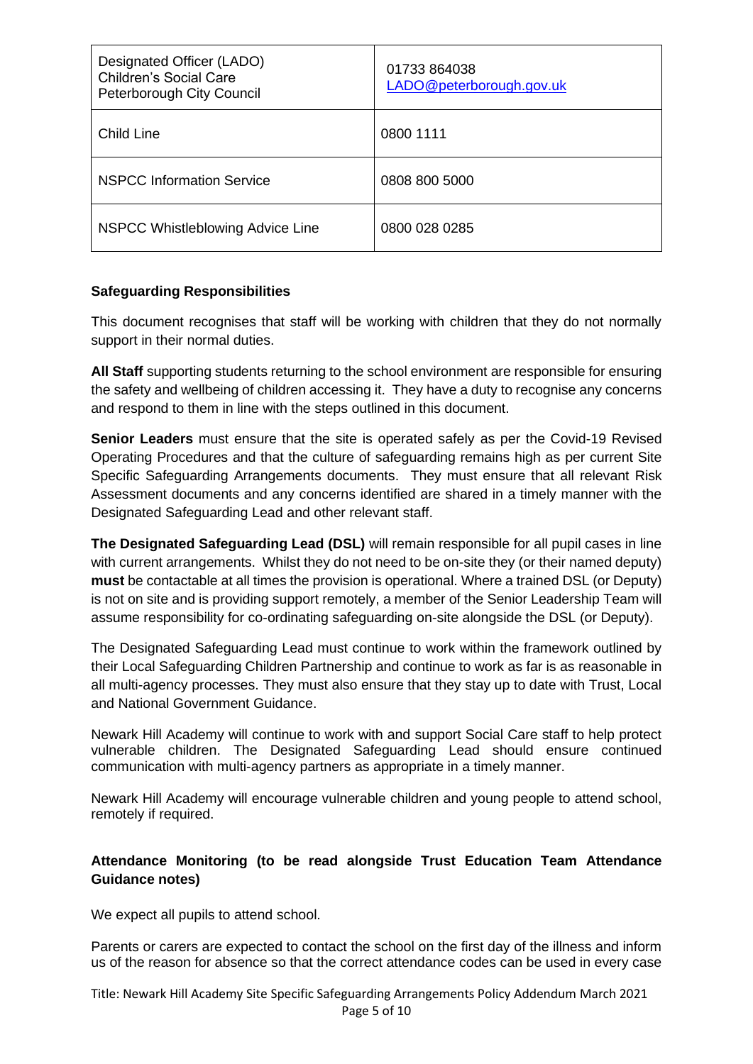| | |
|---|---|
| Designated Officer (LADO)<br>Children's Social Care<br>Peterborough City Council | 01733 864038<br>LADO@peterborough.gov.uk |
| Child Line | 0800 1111 |
| NSPCC Information Service | 0808 800 5000 |
| NSPCC Whistleblowing Advice Line | 0800 028 0285 |

**Safeguarding Responsibilities**

This document recognises that staff will be working with children that they do not normally support in their normal duties.

**All Staff** supporting students returning to the school environment are responsible for ensuring the safety and wellbeing of children accessing it. They have a duty to recognise any concerns and respond to them in line with the steps outlined in this document.

**Senior Leaders** must ensure that the site is operated safely as per the Covid-19 Revised Operating Procedures and that the culture of safeguarding remains high as per current Site Specific Safeguarding Arrangements documents. They must ensure that all relevant Risk Assessment documents and any concerns identified are shared in a timely manner with the Designated Safeguarding Lead and other relevant staff.

**The Designated Safeguarding Lead (DSL)** will remain responsible for all pupil cases in line with current arrangements. Whilst they do not need to be on-site they (or their named deputy) **must** be contactable at all times the provision is operational. Where a trained DSL (or Deputy) is not on site and is providing support remotely, a member of the Senior Leadership Team will assume responsibility for co-ordinating safeguarding on-site alongside the DSL (or Deputy).

The Designated Safeguarding Lead must continue to work within the framework outlined by their Local Safeguarding Children Partnership and continue to work as far is as reasonable in all multi-agency processes. They must also ensure that they stay up to date with Trust, Local and National Government Guidance.

Newark Hill Academy will continue to work with and support Social Care staff to help protect vulnerable children. The Designated Safeguarding Lead should ensure continued communication with multi-agency partners as appropriate in a timely manner.

Newark Hill Academy will encourage vulnerable children and young people to attend school, remotely if required.

**Attendance Monitoring (to be read alongside Trust Education Team Attendance Guidance notes)**

We expect all pupils to attend school.

Parents or carers are expected to contact the school on the first day of the illness and inform us of the reason for absence so that the correct attendance codes can be used in every case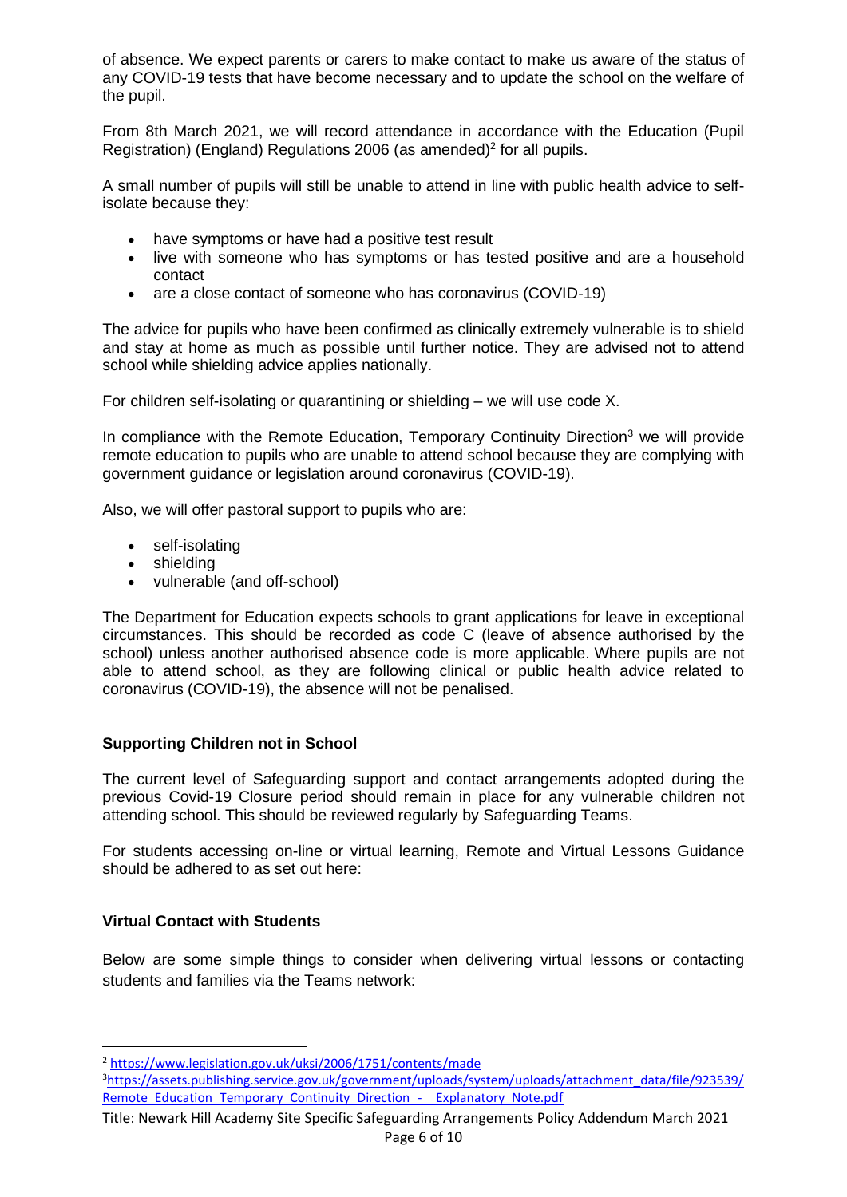of absence. We expect parents or carers to make contact to make us aware of the status of any COVID-19 tests that have become necessary and to update the school on the welfare of the pupil.

From 8th March 2021, we will record attendance in accordance with the Education (Pupil Registration) (England) Regulations 2006 (as amended)[2] for all pupils.

A small number of pupils will still be unable to attend in line with public health advice to self-isolate because they:

- have symptoms or have had a positive test result
- live with someone who has symptoms or has tested positive and are a household contact
- are a close contact of someone who has coronavirus (COVID-19)

The advice for pupils who have been confirmed as clinically extremely vulnerable is to shield and stay at home as much as possible until further notice. They are advised not to attend school while shielding advice applies nationally.

For children self-isolating or quarantining or shielding – we will use code X.

In compliance with the Remote Education, Temporary Continuity Direction[3] we will provide remote education to pupils who are unable to attend school because they are complying with government guidance or legislation around coronavirus (COVID-19).

Also, we will offer pastoral support to pupils who are:

- self-isolating
- shielding
- vulnerable (and off-school)

The Department for Education expects schools to grant applications for leave in exceptional circumstances. This should be recorded as code C (leave of absence authorised by the school) unless another authorised absence code is more applicable. Where pupils are not able to attend school, as they are following clinical or public health advice related to coronavirus (COVID-19), the absence will not be penalised.

**Supporting Children not in School**

The current level of Safeguarding support and contact arrangements adopted during the previous Covid-19 Closure period should remain in place for any vulnerable children not attending school. This should be reviewed regularly by Safeguarding Teams.

For students accessing on-line or virtual learning, Remote and Virtual Lessons Guidance should be adhered to as set out here:

**Virtual Contact with Students**

Below are some simple things to consider when delivering virtual lessons or contacting students and families via the Teams network:

---

[2] https://www.legislation.gov.uk/uksi/2006/1751/contents/made

[3] https://assets.publishing.service.gov.uk/government/uploads/system/uploads/attachment_data/file/923539/Remote_Education_Temporary_Continuity_Direction_-__Explanatory_Note.pdf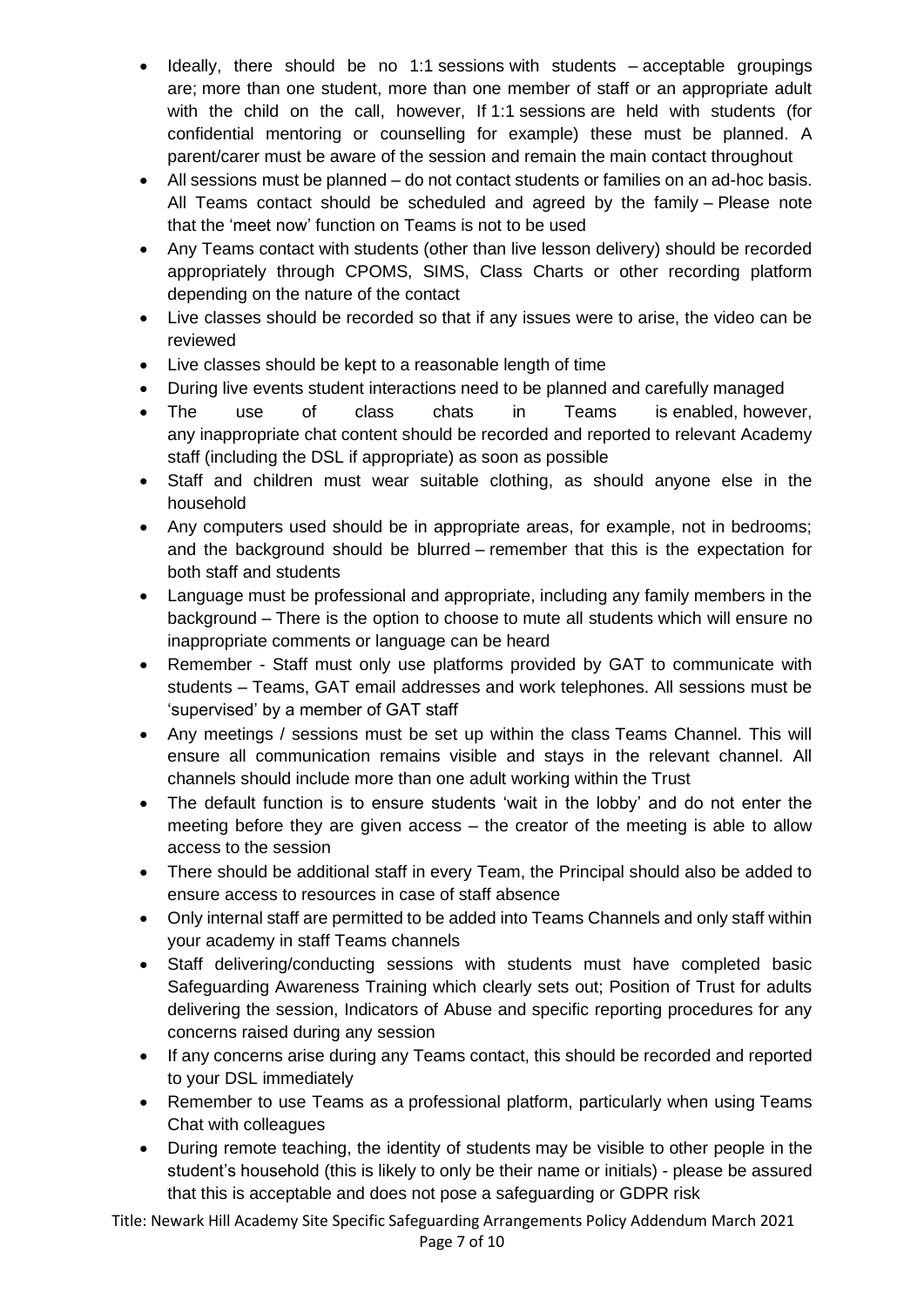- Ideally, there should be no 1:1 sessions with students – acceptable groupings are; more than one student, more than one member of staff or an appropriate adult with the child on the call, however, If 1:1 sessions are held with students (for confidential mentoring or counselling for example) these must be planned. A parent/carer must be aware of the session and remain the main contact throughout
- All sessions must be planned – do not contact students or families on an ad-hoc basis. All Teams contact should be scheduled and agreed by the family – Please note that the 'meet now' function on Teams is not to be used
- Any Teams contact with students (other than live lesson delivery) should be recorded appropriately through CPOMS, SIMS, Class Charts or other recording platform depending on the nature of the contact
- Live classes should be recorded so that if any issues were to arise, the video can be reviewed
- Live classes should be kept to a reasonable length of time
- During live events student interactions need to be planned and carefully managed
- The use of class chats in Teams is enabled, however, any inappropriate chat content should be recorded and reported to relevant Academy staff (including the DSL if appropriate) as soon as possible
- Staff and children must wear suitable clothing, as should anyone else in the household
- Any computers used should be in appropriate areas, for example, not in bedrooms; and the background should be blurred – remember that this is the expectation for both staff and students
- Language must be professional and appropriate, including any family members in the background – There is the option to choose to mute all students which will ensure no inappropriate comments or language can be heard
- Remember - Staff must only use platforms provided by GAT to communicate with students – Teams, GAT email addresses and work telephones. All sessions must be 'supervised' by a member of GAT staff
- Any meetings / sessions must be set up within the class Teams Channel. This will ensure all communication remains visible and stays in the relevant channel. All channels should include more than one adult working within the Trust
- The default function is to ensure students 'wait in the lobby' and do not enter the meeting before they are given access – the creator of the meeting is able to allow access to the session
- There should be additional staff in every Team, the Principal should also be added to ensure access to resources in case of staff absence
- Only internal staff are permitted to be added into Teams Channels and only staff within your academy in staff Teams channels
- Staff delivering/conducting sessions with students must have completed basic Safeguarding Awareness Training which clearly sets out; Position of Trust for adults delivering the session, Indicators of Abuse and specific reporting procedures for any concerns raised during any session
- If any concerns arise during any Teams contact, this should be recorded and reported to your DSL immediately
- Remember to use Teams as a professional platform, particularly when using Teams Chat with colleagues
- During remote teaching, the identity of students may be visible to other people in the student's household (this is likely to only be their name or initials) - please be assured that this is acceptable and does not pose a safeguarding or GDPR risk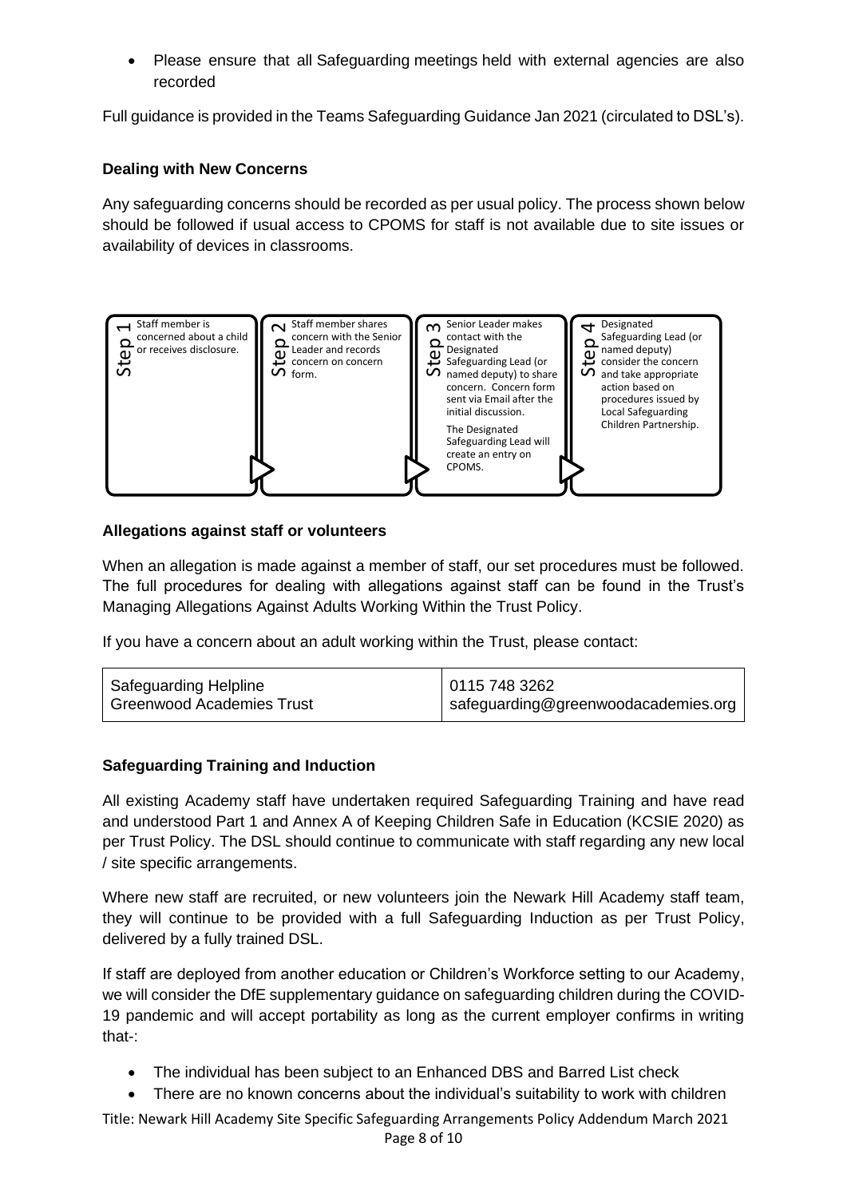- Please ensure that all Safeguarding meetings held with external agencies are also recorded

Full guidance is provided in the Teams Safeguarding Guidance Jan 2021 (circulated to DSL's).

**Dealing with New Concerns**

Any safeguarding concerns should be recorded as per usual policy. The process shown below should be followed if usual access to CPOMS for staff is not available due to site issues or availability of devices in classrooms.

| Step 1 | Step 2 | Step 3 | Step 4 |
|---|---|---|---|
| Staff member is concerned about a child or receives disclosure. | Staff member shares concern with the Senior Leader and records concern on concern form. | Senior Leader makes contact with the Designated Safeguarding Lead (or named deputy) to share concern. Concern form sent via Email after the initial discussion. The Designated Safeguarding Lead will create an entry on CPOMS. | Designated Safeguarding Lead (or named deputy) consider the concern and take appropriate action based on procedures issued by Local Safeguarding Children Partnership. |

**Allegations against staff or volunteers**

When an allegation is made against a member of staff, our set procedures must be followed. The full procedures for dealing with allegations against staff can be found in the Trust's Managing Allegations Against Adults Working Within the Trust Policy.

If you have a concern about an adult working within the Trust, please contact:

| Safeguarding Helpline<br>Greenwood Academies Trust | 0115 748 3262<br>safeguarding@greenwoodacademies.org |
|---|---|

**Safeguarding Training and Induction**

All existing Academy staff have undertaken required Safeguarding Training and have read and understood Part 1 and Annex A of Keeping Children Safe in Education (KCSIE 2020) as per Trust Policy. The DSL should continue to communicate with staff regarding any new local / site specific arrangements.

Where new staff are recruited, or new volunteers join the Newark Hill Academy staff team, they will continue to be provided with a full Safeguarding Induction as per Trust Policy, delivered by a fully trained DSL.

If staff are deployed from another education or Children's Workforce setting to our Academy, we will consider the DfE supplementary guidance on safeguarding children during the COVID-19 pandemic and will accept portability as long as the current employer confirms in writing that-:

- The individual has been subject to an Enhanced DBS and Barred List check
- There are no known concerns about the individual's suitability to work with children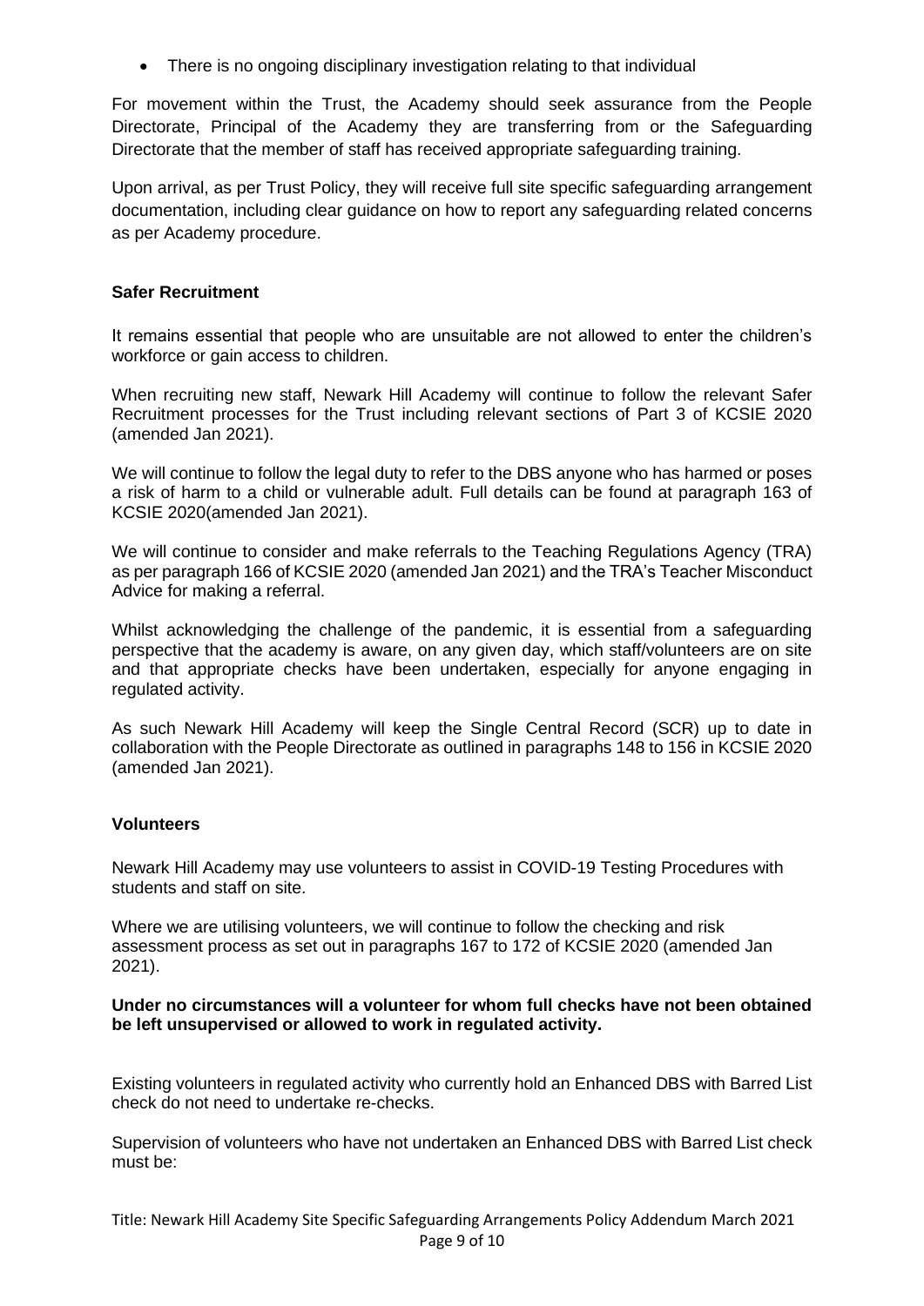- There is no ongoing disciplinary investigation relating to that individual

For movement within the Trust, the Academy should seek assurance from the People Directorate, Principal of the Academy they are transferring from or the Safeguarding Directorate that the member of staff has received appropriate safeguarding training.

Upon arrival, as per Trust Policy, they will receive full site specific safeguarding arrangement documentation, including clear guidance on how to report any safeguarding related concerns as per Academy procedure.

**Safer Recruitment**

It remains essential that people who are unsuitable are not allowed to enter the children's workforce or gain access to children.

When recruiting new staff, Newark Hill Academy will continue to follow the relevant Safer Recruitment processes for the Trust including relevant sections of Part 3 of KCSIE 2020 (amended Jan 2021).

We will continue to follow the legal duty to refer to the DBS anyone who has harmed or poses a risk of harm to a child or vulnerable adult. Full details can be found at paragraph 163 of KCSIE 2020(amended Jan 2021).

We will continue to consider and make referrals to the Teaching Regulations Agency (TRA) as per paragraph 166 of KCSIE 2020 (amended Jan 2021) and the TRA's Teacher Misconduct Advice for making a referral.

Whilst acknowledging the challenge of the pandemic, it is essential from a safeguarding perspective that the academy is aware, on any given day, which staff/volunteers are on site and that appropriate checks have been undertaken, especially for anyone engaging in regulated activity.

As such Newark Hill Academy will keep the Single Central Record (SCR) up to date in collaboration with the People Directorate as outlined in paragraphs 148 to 156 in KCSIE 2020 (amended Jan 2021).

**Volunteers**

Newark Hill Academy may use volunteers to assist in COVID-19 Testing Procedures with students and staff on site.

Where we are utilising volunteers, we will continue to follow the checking and risk assessment process as set out in paragraphs 167 to 172 of KCSIE 2020 (amended Jan 2021).

**Under no circumstances will a volunteer for whom full checks have not been obtained be left unsupervised or allowed to work in regulated activity.**

Existing volunteers in regulated activity who currently hold an Enhanced DBS with Barred List check do not need to undertake re-checks.

Supervision of volunteers who have not undertaken an Enhanced DBS with Barred List check must be: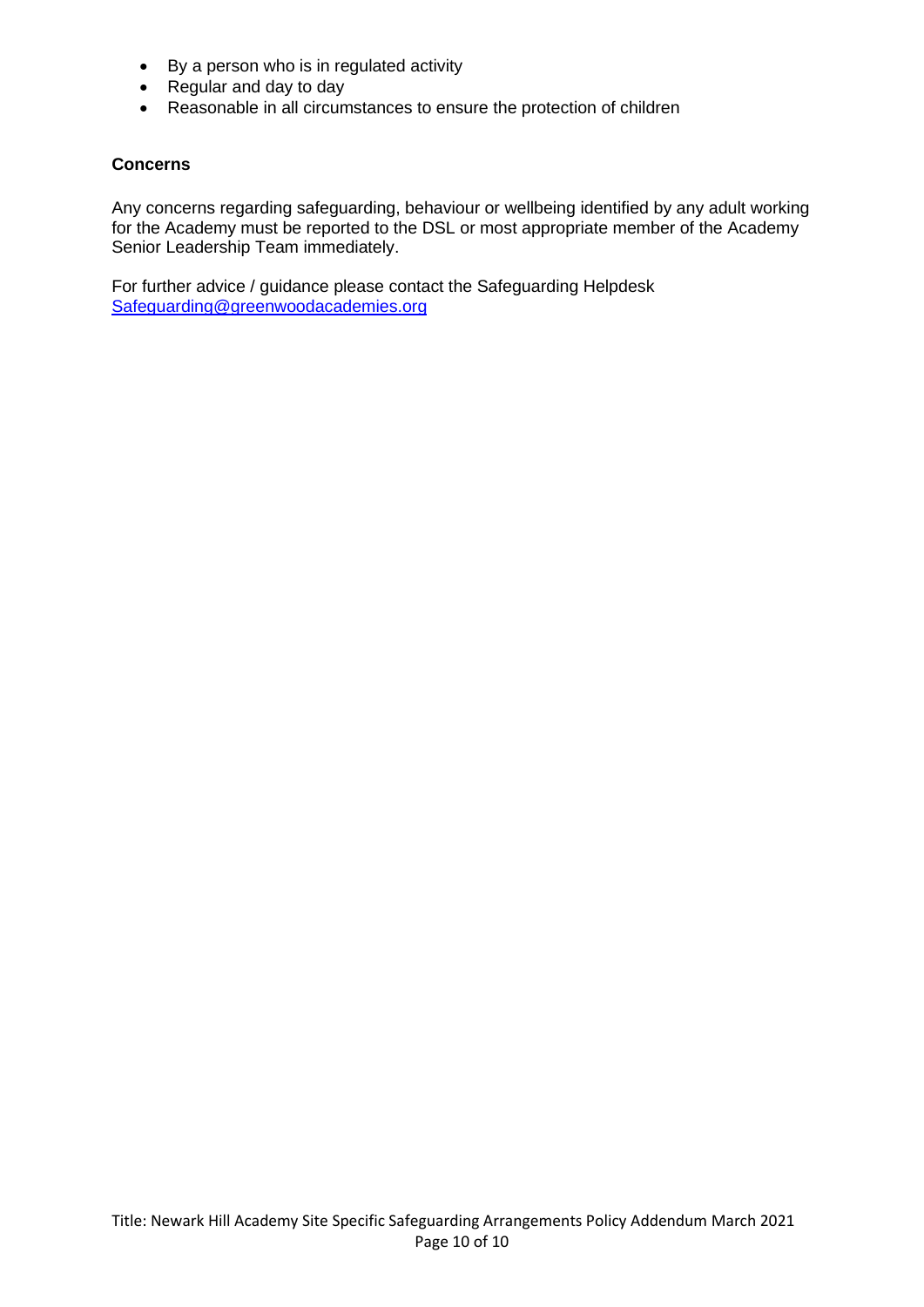- By a person who is in regulated activity
- Regular and day to day
- Reasonable in all circumstances to ensure the protection of children

**Concerns**

Any concerns regarding safeguarding, behaviour or wellbeing identified by any adult working for the Academy must be reported to the DSL or most appropriate member of the Academy Senior Leadership Team immediately.

For further advice / guidance please contact the Safeguarding Helpdesk
[Safeguarding@greenwoodacademies.org](mailto:Safeguarding@greenwoodacademies.org)